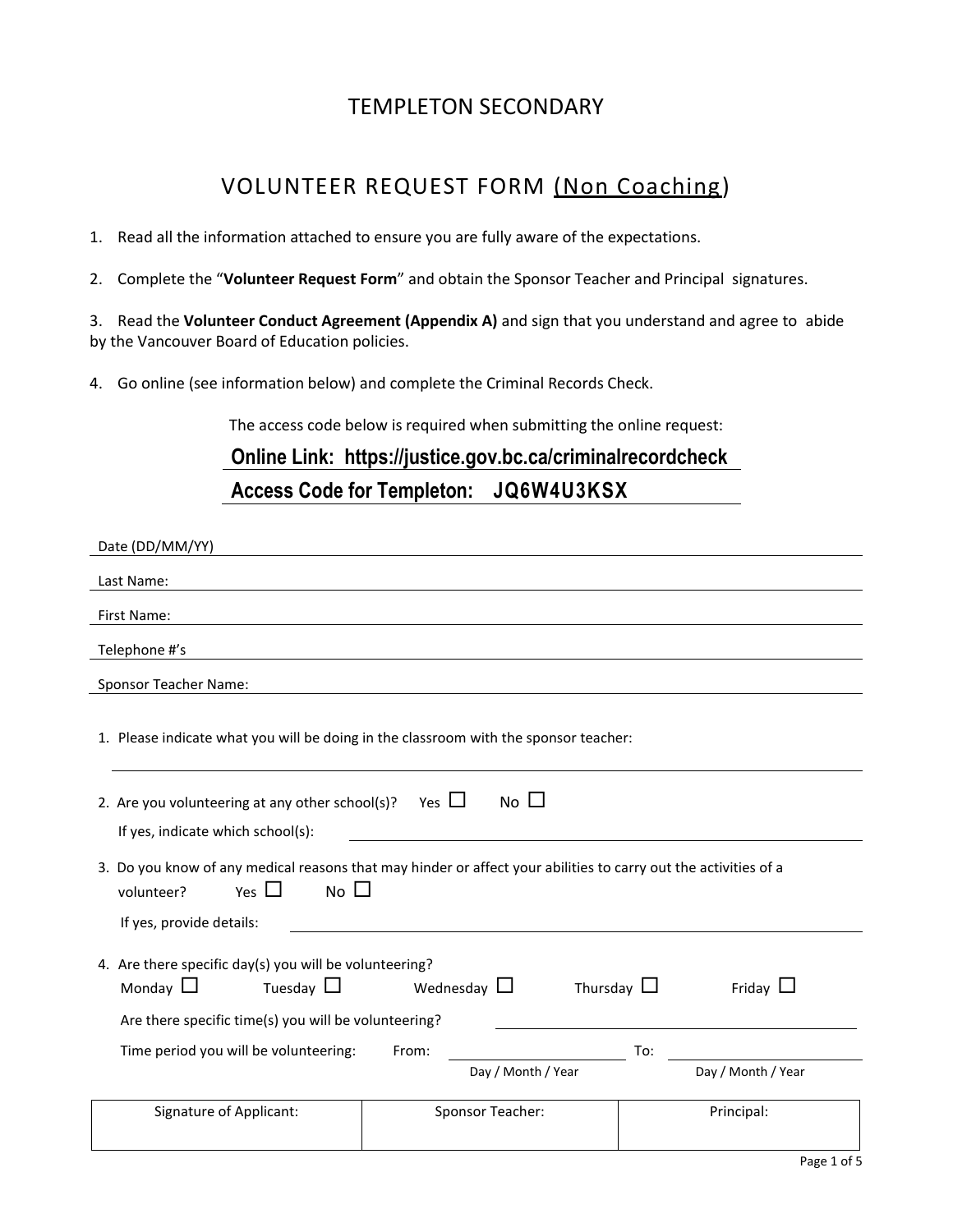# TEMPLETON SECONDARY

## VOLUNTEER REQUEST FORM (Non Coaching)

1. Read all the information attached to ensure you are fully aware of the expectations.

2. Complete the "**Volunteer Request Form**" and obtain the Sponsor Teacher and Principal signatures.

3. Read the **Volunteer Conduct Agreement (Appendix A)** and sign that you understand and agree to abide by the Vancouver Board of Education policies.

4. Go online (see information below) and complete the Criminal Records Check.

The access code below is required when submitting the online request:

**Online Link: https://justice.gov.bc.ca/criminalrecordcheck**

**Access Code for Templeton: JQ6W4U3KSX**

Date (DD/MM/YY) ______________________________

Last Name: ______________________________

First Name: ______________________________

Telephone #'s ______________________________

Sponsor Teacher Name: ______________________________

1. Please indicate what you will be doing in the classroom with the sponsor teacher:

   ______________________________

2. Are you volunteering at any other school(s)? Yes ☐ No ☐

   If yes, indicate which school(s): ______________________________

3. Do you know of any medical reasons that may hinder or affect your abilities to carry out the activities of a volunteer? Yes ☐ No ☐

   If yes, provide details: ______________________________

4. Are there specific day(s) you will be volunteering?

   Monday ☐ Tuesday ☐ Wednesday ☐ Thursday ☐ Friday ☐

   Are there specific time(s) you will be volunteering? ______________________________

   Time period you will be volunteering: From: ______________ To: ______________
   
   (Day / Month / Year) (Day / Month / Year)

| Signature of Applicant: | Sponsor Teacher: | Principal: |
| --- | --- | --- |
| | | |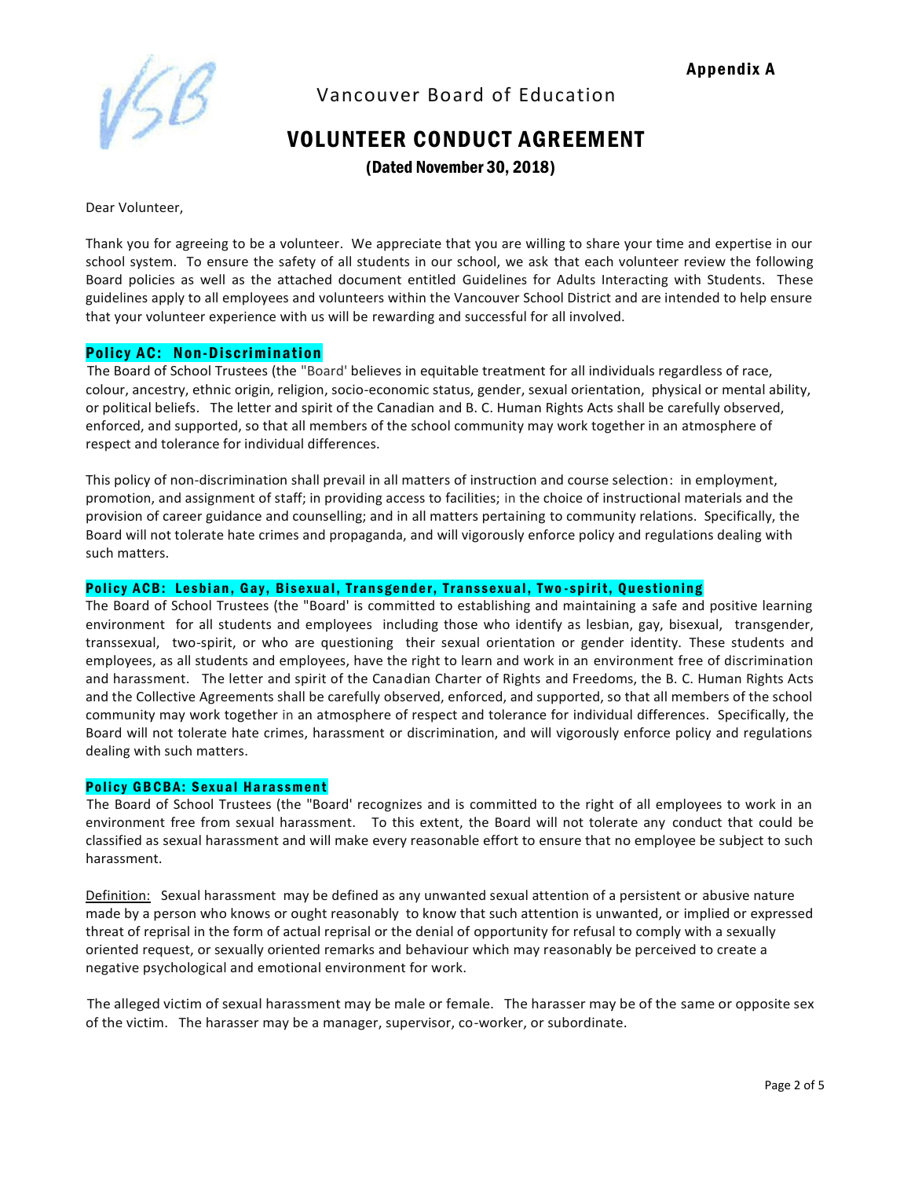Appendix A

Vancouver Board of Education

# VOLUNTEER CONDUCT AGREEMENT

**(Dated November 30, 2018)**

Dear Volunteer,

Thank you for agreeing to be a volunteer. We appreciate that you are willing to share your time and expertise in our school system. To ensure the safety of all students in our school, we ask that each volunteer review the following Board policies as well as the attached document entitled Guidelines for Adults Interacting with Students. These guidelines apply to all employees and volunteers within the Vancouver School District and are intended to help ensure that your volunteer experience with us will be rewarding and successful for all involved.

## Policy AC: Non-Discrimination

The Board of School Trustees (the "Board' believes in equitable treatment for all individuals regardless of race, colour, ancestry, ethnic origin, religion, socio-economic status, gender, sexual orientation, physical or mental ability, or political beliefs. The letter and spirit of the Canadian and B. C. Human Rights Acts shall be carefully observed, enforced, and supported, so that all members of the school community may work together in an atmosphere of respect and tolerance for individual differences.

This policy of non-discrimination shall prevail in all matters of instruction and course selection: in employment, promotion, and assignment of staff; in providing access to facilities; in the choice of instructional materials and the provision of career guidance and counselling; and in all matters pertaining to community relations. Specifically, the Board will not tolerate hate crimes and propaganda, and will vigorously enforce policy and regulations dealing with such matters.

## Policy ACB: Lesbian, Gay, Bisexual, Transgender, Transsexual, Two-spirit, Questioning

The Board of School Trustees (the "Board' is committed to establishing and maintaining a safe and positive learning environment for all students and employees including those who identify as lesbian, gay, bisexual, transgender, transsexual, two-spirit, or who are questioning their sexual orientation or gender identity. These students and employees, as all students and employees, have the right to learn and work in an environment free of discrimination and harassment. The letter and spirit of the Canadian Charter of Rights and Freedoms, the B. C. Human Rights Acts and the Collective Agreements shall be carefully observed, enforced, and supported, so that all members of the school community may work together in an atmosphere of respect and tolerance for individual differences. Specifically, the Board will not tolerate hate crimes, harassment or discrimination, and will vigorously enforce policy and regulations dealing with such matters.

## Policy GBCBA: Sexual Harassment

The Board of School Trustees (the "Board' recognizes and is committed to the right of all employees to work in an environment free from sexual harassment. To this extent, the Board will not tolerate any conduct that could be classified as sexual harassment and will make every reasonable effort to ensure that no employee be subject to such harassment.

Definition: Sexual harassment may be defined as any unwanted sexual attention of a persistent or abusive nature made by a person who knows or ought reasonably to know that such attention is unwanted, or implied or expressed threat of reprisal in the form of actual reprisal or the denial of opportunity for refusal to comply with a sexually oriented request, or sexually oriented remarks and behaviour which may reasonably be perceived to create a negative psychological and emotional environment for work.

The alleged victim of sexual harassment may be male or female. The harasser may be of the same or opposite sex of the victim. The harasser may be a manager, supervisor, co-worker, or subordinate.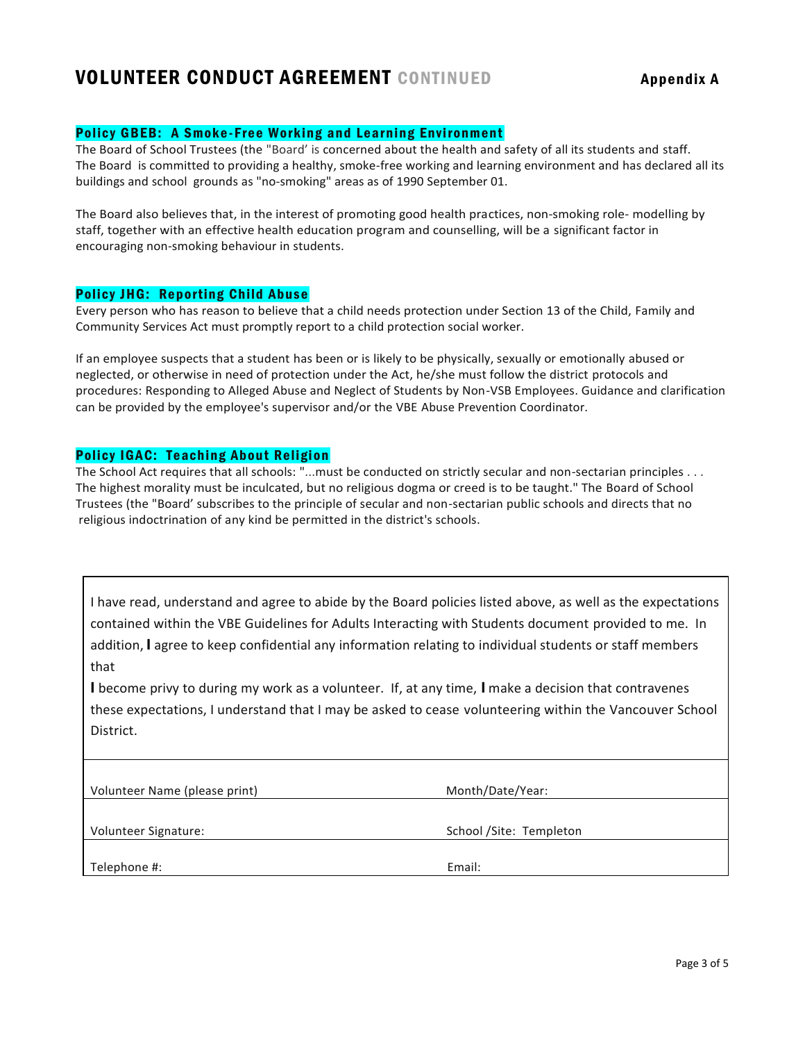## VOLUNTEER CONDUCT AGREEMENT CONTINUED

**Appendix A**

### Policy GBEB: A Smoke-Free Working and Learning Environment

The Board of School Trustees (the "Board' is concerned about the health and safety of all its students and staff. The Board is committed to providing a healthy, smoke-free working and learning environment and has declared all its buildings and school grounds as "no-smoking" areas as of 1990 September 01.

The Board also believes that, in the interest of promoting good health practices, non-smoking role- modelling by staff, together with an effective health education program and counselling, will be a significant factor in encouraging non-smoking behaviour in students.

### Policy JHG: Reporting Child Abuse

Every person who has reason to believe that a child needs protection under Section 13 of the Child, Family and Community Services Act must promptly report to a child protection social worker.

If an employee suspects that a student has been or is likely to be physically, sexually or emotionally abused or neglected, or otherwise in need of protection under the Act, he/she must follow the district protocols and procedures: Responding to Alleged Abuse and Neglect of Students by Non-VSB Employees. Guidance and clarification can be provided by the employee's supervisor and/or the VBE Abuse Prevention Coordinator.

### Policy IGAC: Teaching About Religion

The School Act requires that all schools: "...must be conducted on strictly secular and non-sectarian principles . . . The highest morality must be inculcated, but no religious dogma or creed is to be taught." The Board of School Trustees (the "Board' subscribes to the principle of secular and non-sectarian public schools and directs that no religious indoctrination of any kind be permitted in the district's schools.

I have read, understand and agree to abide by the Board policies listed above, as well as the expectations contained within the VBE Guidelines for Adults Interacting with Students document provided to me. In addition, I agree to keep confidential any information relating to individual students or staff members that

I become privy to during my work as a volunteer. If, at any time, I make a decision that contravenes these expectations, I understand that I may be asked to cease volunteering within the Vancouver School District.

| | |
|---|---|
| Volunteer Name (please print) | Month/Date/Year: |
| Volunteer Signature: | School /Site: Templeton |
| Telephone #: | Email: |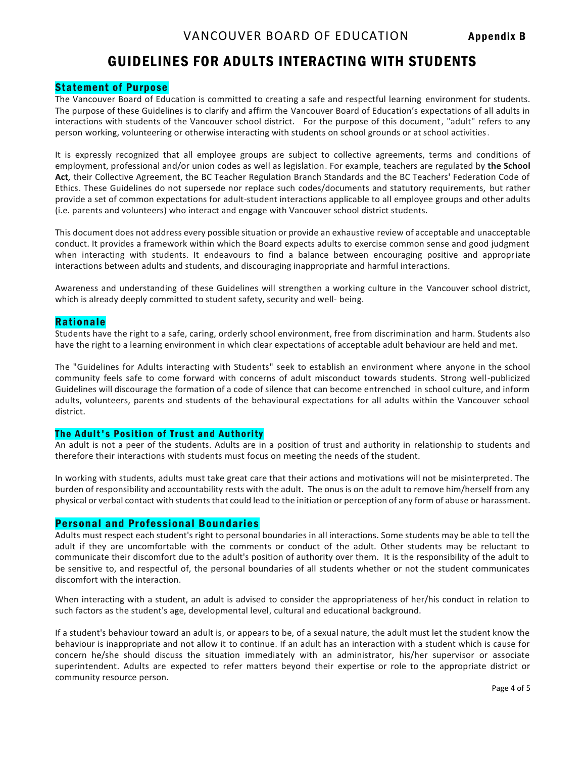VANCOUVER BOARD OF EDUCATION **Appendix B**

# GUIDELINES FOR ADULTS INTERACTING WITH STUDENTS

## Statement of Purpose

The Vancouver Board of Education is committed to creating a safe and respectful learning environment for students. The purpose of these Guidelines is to clarify and affirm the Vancouver Board of Education's expectations of all adults in interactions with students of the Vancouver school district. For the purpose of this document, "adult" refers to any person working, volunteering or otherwise interacting with students on school grounds or at school activities.

It is expressly recognized that all employee groups are subject to collective agreements, terms and conditions of employment, professional and/or union codes as well as legislation. For example, teachers are regulated by **the School Act**, their Collective Agreement, the BC Teacher Regulation Branch Standards and the BC Teachers' Federation Code of Ethics. These Guidelines do not supersede nor replace such codes/documents and statutory requirements, but rather provide a set of common expectations for adult-student interactions applicable to all employee groups and other adults (i.e. parents and volunteers) who interact and engage with Vancouver school district students.

This document does not address every possible situation or provide an exhaustive review of acceptable and unacceptable conduct. It provides a framework within which the Board expects adults to exercise common sense and good judgment when interacting with students. It endeavours to find a balance between encouraging positive and appropriate interactions between adults and students, and discouraging inappropriate and harmful interactions.

Awareness and understanding of these Guidelines will strengthen a working culture in the Vancouver school district, which is already deeply committed to student safety, security and well- being.

## Rationale

Students have the right to a safe, caring, orderly school environment, free from discrimination and harm. Students also have the right to a learning environment in which clear expectations of acceptable adult behaviour are held and met.

The "Guidelines for Adults interacting with Students" seek to establish an environment where anyone in the school community feels safe to come forward with concerns of adult misconduct towards students. Strong well-publicized Guidelines will discourage the formation of a code of silence that can become entrenched in school culture, and inform adults, volunteers, parents and students of the behavioural expectations for all adults within the Vancouver school district.

### The Adult's Position of Trust and Authority

An adult is not a peer of the students. Adults are in a position of trust and authority in relationship to students and therefore their interactions with students must focus on meeting the needs of the student.

In working with students, adults must take great care that their actions and motivations will not be misinterpreted. The burden of responsibility and accountability rests with the adult. The onus is on the adult to remove him/herself from any physical or verbal contact with students that could lead to the initiation or perception of any form of abuse or harassment.

## Personal and Professional Boundaries

Adults must respect each student's right to personal boundaries in all interactions. Some students may be able to tell the adult if they are uncomfortable with the comments or conduct of the adult. Other students may be reluctant to communicate their discomfort due to the adult's position of authority over them. It is the responsibility of the adult to be sensitive to, and respectful of, the personal boundaries of all students whether or not the student communicates discomfort with the interaction.

When interacting with a student, an adult is advised to consider the appropriateness of her/his conduct in relation to such factors as the student's age, developmental level, cultural and educational background.

If a student's behaviour toward an adult is, or appears to be, of a sexual nature, the adult must let the student know the behaviour is inappropriate and not allow it to continue. If an adult has an interaction with a student which is cause for concern he/she should discuss the situation immediately with an administrator, his/her supervisor or associate superintendent. Adults are expected to refer matters beyond their expertise or role to the appropriate district or community resource person.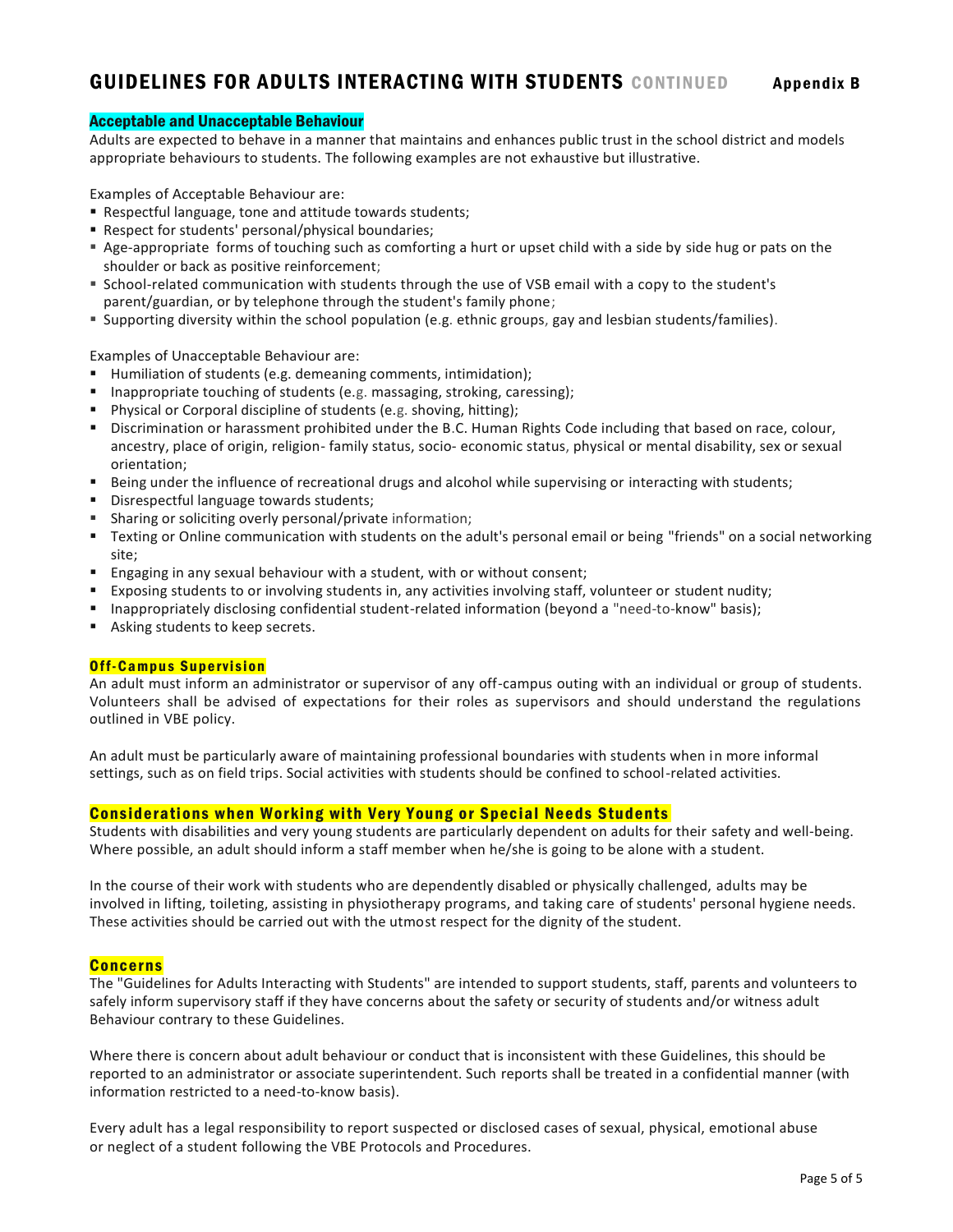# GUIDELINES FOR ADULTS INTERACTING WITH STUDENTS CONTINUED

**Appendix B**

## Acceptable and Unacceptable Behaviour

Adults are expected to behave in a manner that maintains and enhances public trust in the school district and models appropriate behaviours to students. The following examples are not exhaustive but illustrative.

Examples of Acceptable Behaviour are:

- Respectful language, tone and attitude towards students;
- Respect for students' personal/physical boundaries;
- Age-appropriate forms of touching such as comforting a hurt or upset child with a side by side hug or pats on the shoulder or back as positive reinforcement;
- School-related communication with students through the use of VSB email with a copy to the student's parent/guardian, or by telephone through the student's family phone;
- Supporting diversity within the school population (e.g. ethnic groups, gay and lesbian students/families).

Examples of Unacceptable Behaviour are:

- Humiliation of students (e.g. demeaning comments, intimidation);
- Inappropriate touching of students (e.g. massaging, stroking, caressing);
- Physical or Corporal discipline of students (e.g. shoving, hitting);
- Discrimination or harassment prohibited under the B.C. Human Rights Code including that based on race, colour, ancestry, place of origin, religion- family status, socio- economic status, physical or mental disability, sex or sexual orientation;
- Being under the influence of recreational drugs and alcohol while supervising or interacting with students;
- Disrespectful language towards students;
- Sharing or soliciting overly personal/private information;
- Texting or Online communication with students on the adult's personal email or being "friends" on a social networking site;
- Engaging in any sexual behaviour with a student, with or without consent;
- Exposing students to or involving students in, any activities involving staff, volunteer or student nudity;
- Inappropriately disclosing confidential student-related information (beyond a "need-to-know" basis);
- Asking students to keep secrets.

## Off-Campus Supervision

An adult must inform an administrator or supervisor of any off-campus outing with an individual or group of students. Volunteers shall be advised of expectations for their roles as supervisors and should understand the regulations outlined in VBE policy.

An adult must be particularly aware of maintaining professional boundaries with students when in more informal settings, such as on field trips. Social activities with students should be confined to school-related activities.

## Considerations when Working with Very Young or Special Needs Students

Students with disabilities and very young students are particularly dependent on adults for their safety and well-being. Where possible, an adult should inform a staff member when he/she is going to be alone with a student.

In the course of their work with students who are dependently disabled or physically challenged, adults may be involved in lifting, toileting, assisting in physiotherapy programs, and taking care of students' personal hygiene needs. These activities should be carried out with the utmost respect for the dignity of the student.

## Concerns

The "Guidelines for Adults Interacting with Students" are intended to support students, staff, parents and volunteers to safely inform supervisory staff if they have concerns about the safety or security of students and/or witness adult Behaviour contrary to these Guidelines.

Where there is concern about adult behaviour or conduct that is inconsistent with these Guidelines, this should be reported to an administrator or associate superintendent. Such reports shall be treated in a confidential manner (with information restricted to a need-to-know basis).

Every adult has a legal responsibility to report suspected or disclosed cases of sexual, physical, emotional abuse or neglect of a student following the VBE Protocols and Procedures.